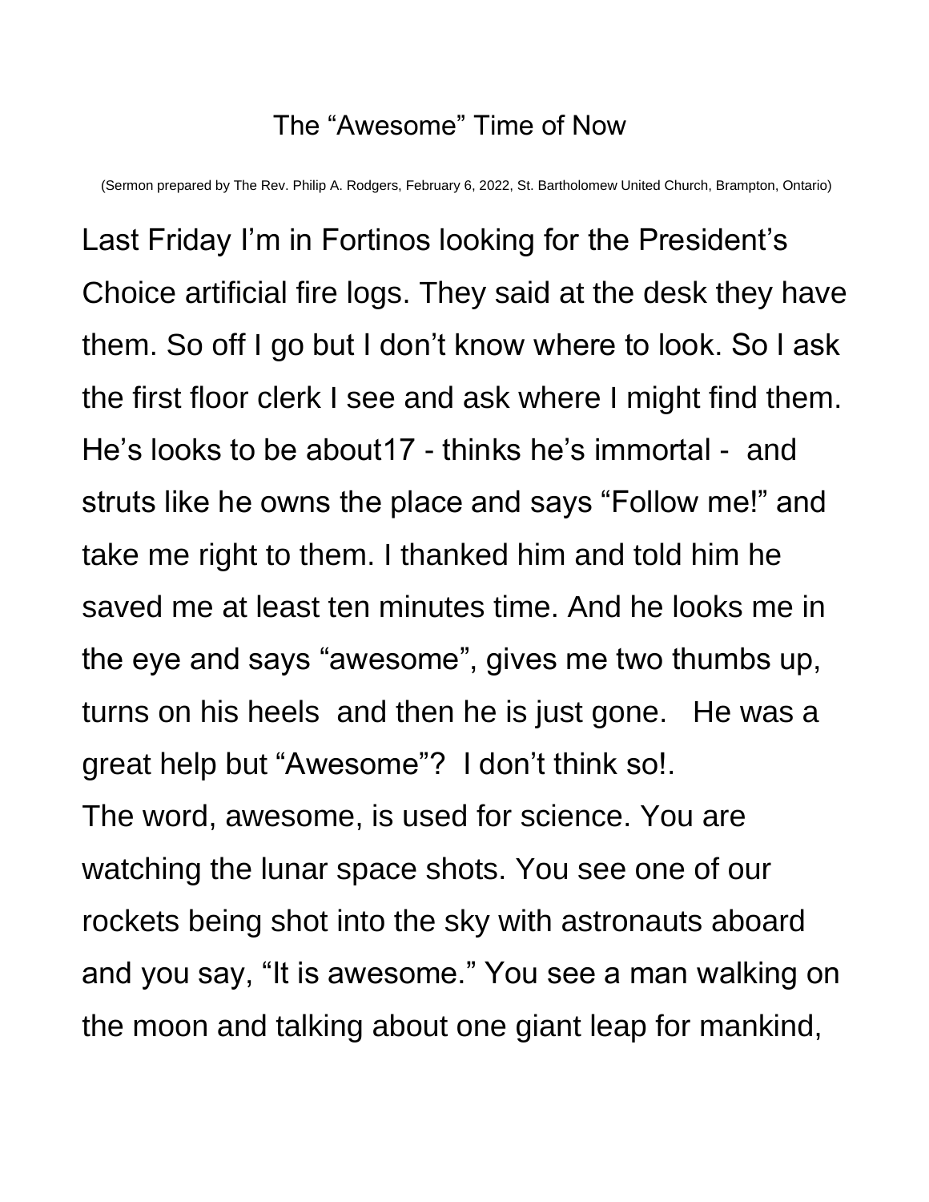# The "Awesome" Time of Now

(Sermon prepared by The Rev. Philip A. Rodgers, February 6, 2022, St. Bartholomew United Church, Brampton, Ontario)

Last Friday I'm in Fortinos looking for the President's Choice artificial fire logs. They said at the desk they have them. So off I go but I don't know where to look. So I ask the first floor clerk I see and ask where I might find them. He's looks to be about17 - thinks he's immortal - and struts like he owns the place and says "Follow me!" and take me right to them. I thanked him and told him he saved me at least ten minutes time. And he looks me in the eye and says "awesome", gives me two thumbs up, turns on his heels and then he is just gone. He was a great help but "Awesome"? I don't think so!.

The word, awesome, is used for science. You are watching the lunar space shots. You see one of our rockets being shot into the sky with astronauts aboard and you say, "It is awesome." You see a man walking on the moon and talking about one giant leap for mankind,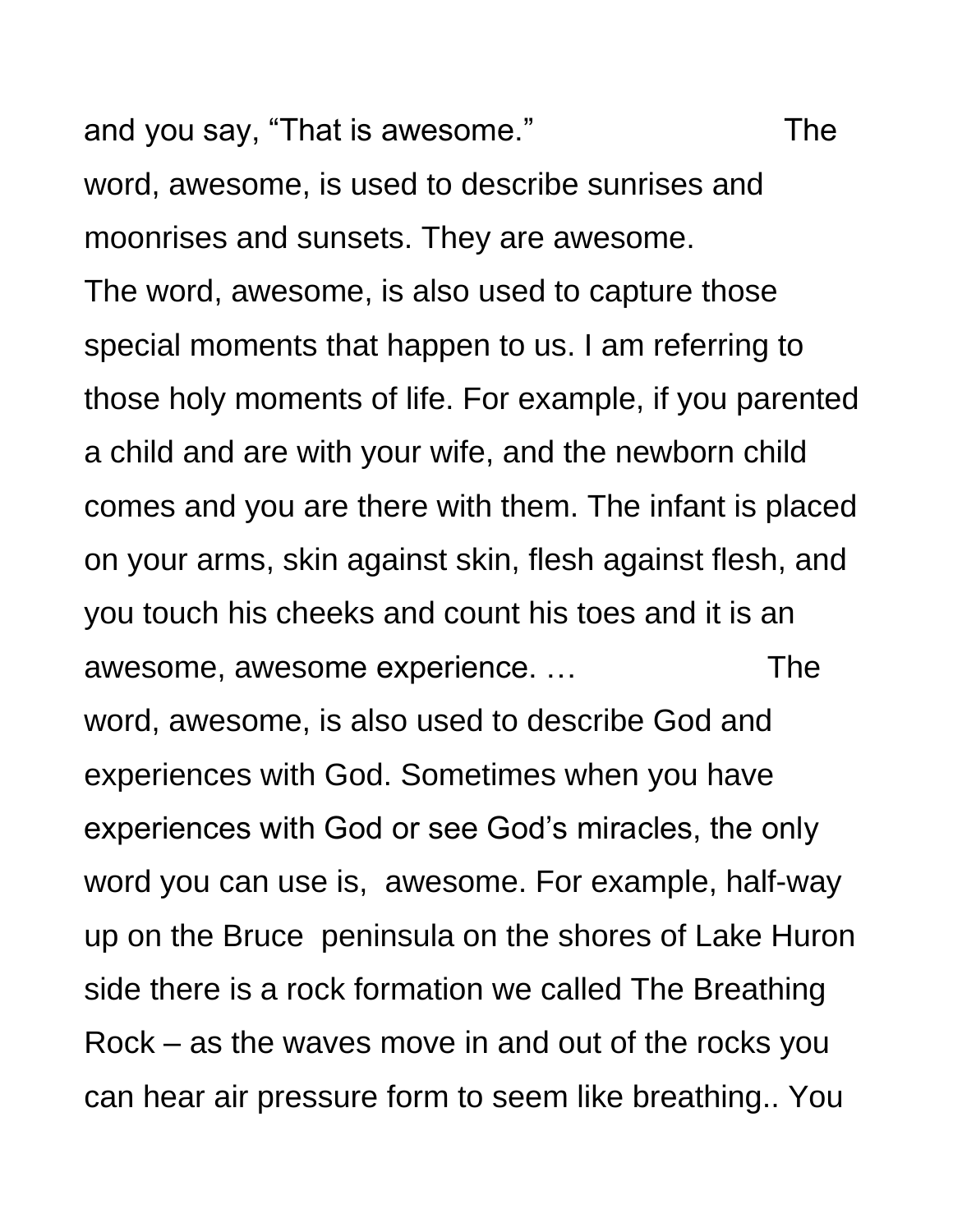and you say, “That is awesome.” The word, awesome, is used to describe sunrises and moonrises and sunsets. They are awesome.

The word, awesome, is also used to capture those special moments that happen to us. I am referring to those holy moments of life. For example, if you parented a child and are with your wife, and the newborn child comes and you are there with them. The infant is placed on your arms, skin against skin, flesh against flesh, and you touch his cheeks and count his toes and it is an awesome, awesome experience. …

The word, awesome, is also used to describe God and experiences with God. Sometimes when you have experiences with God or see God’s miracles, the only word you can use is, awesome. For example, half-way up on the Bruce peninsula on the shores of Lake Huron side there is a rock formation we called The Breathing Rock – as the waves move in and out of the rocks you can hear air pressure form to seem like breathing.. You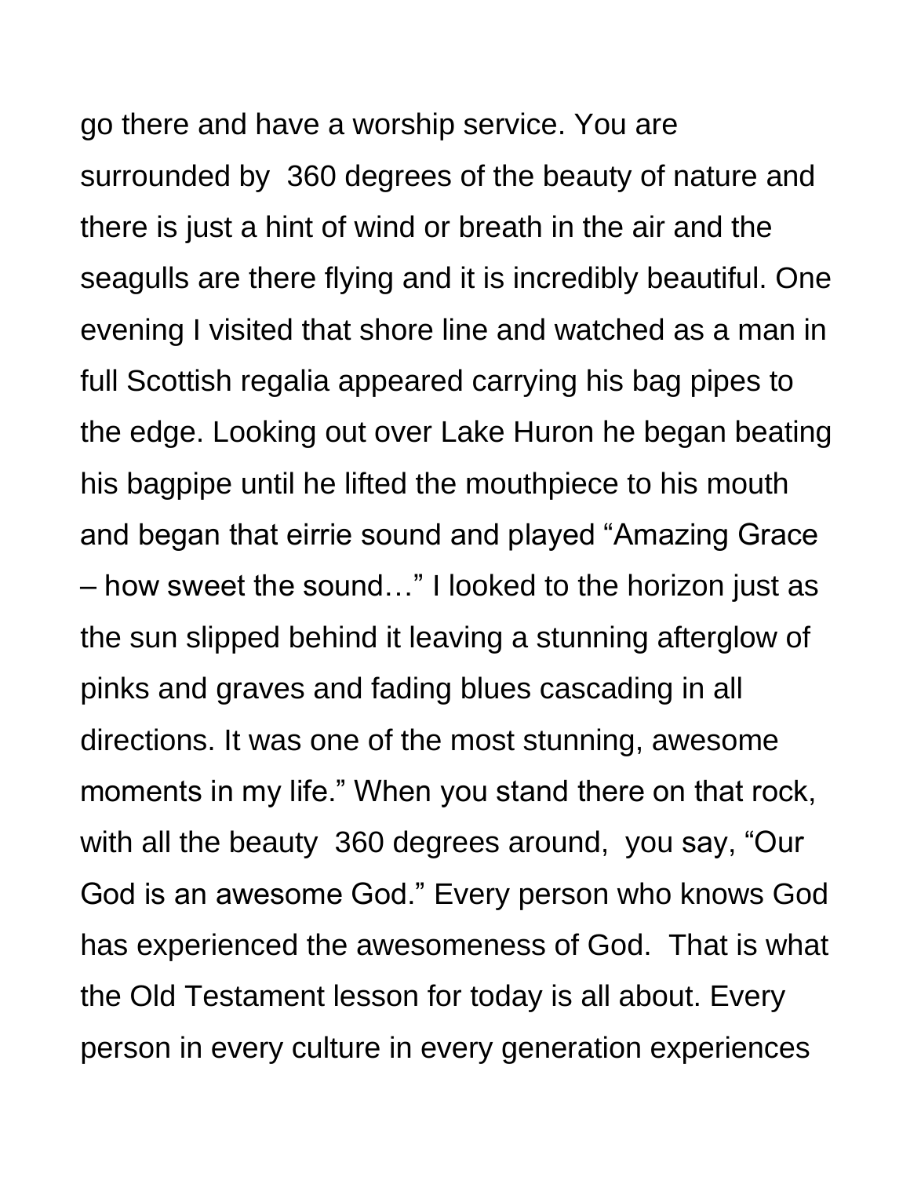go there and have a worship service. You are surrounded by 360 degrees of the beauty of nature and there is just a hint of wind or breath in the air and the seagulls are there flying and it is incredibly beautiful. One evening I visited that shore line and watched as a man in full Scottish regalia appeared carrying his bag pipes to the edge. Looking out over Lake Huron he began beating his bagpipe until he lifted the mouthpiece to his mouth and began that eirrie sound and played "Amazing Grace – how sweet the sound…" I looked to the horizon just as the sun slipped behind it leaving a stunning afterglow of pinks and graves and fading blues cascading in all directions. It was one of the most stunning, awesome moments in my life." When you stand there on that rock, with all the beauty 360 degrees around, you say, "Our God is an awesome God." Every person who knows God has experienced the awesomeness of God. That is what the Old Testament lesson for today is all about. Every person in every culture in every generation experiences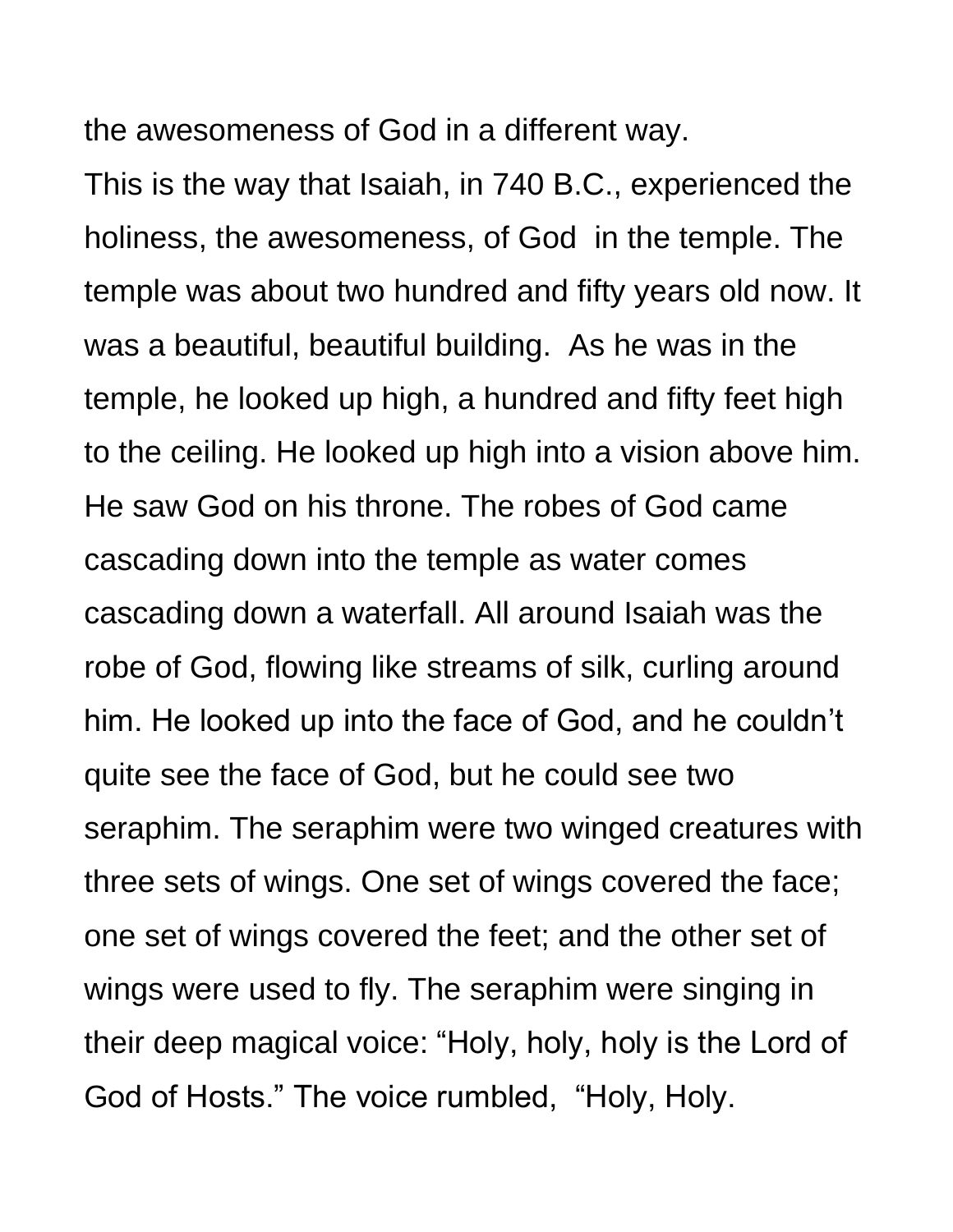the awesomeness of God in a different way.

This is the way that Isaiah, in 740 B.C., experienced the holiness, the awesomeness, of God in the temple. The temple was about two hundred and fifty years old now. It was a beautiful, beautiful building. As he was in the temple, he looked up high, a hundred and fifty feet high to the ceiling. He looked up high into a vision above him. He saw God on his throne. The robes of God came cascading down into the temple as water comes cascading down a waterfall. All around Isaiah was the robe of God, flowing like streams of silk, curling around him. He looked up into the face of God, and he couldn't quite see the face of God, but he could see two seraphim. The seraphim were two winged creatures with three sets of wings. One set of wings covered the face; one set of wings covered the feet; and the other set of wings were used to fly. The seraphim were singing in their deep magical voice: "Holy, holy, holy is the Lord of God of Hosts." The voice rumbled, "Holy, Holy.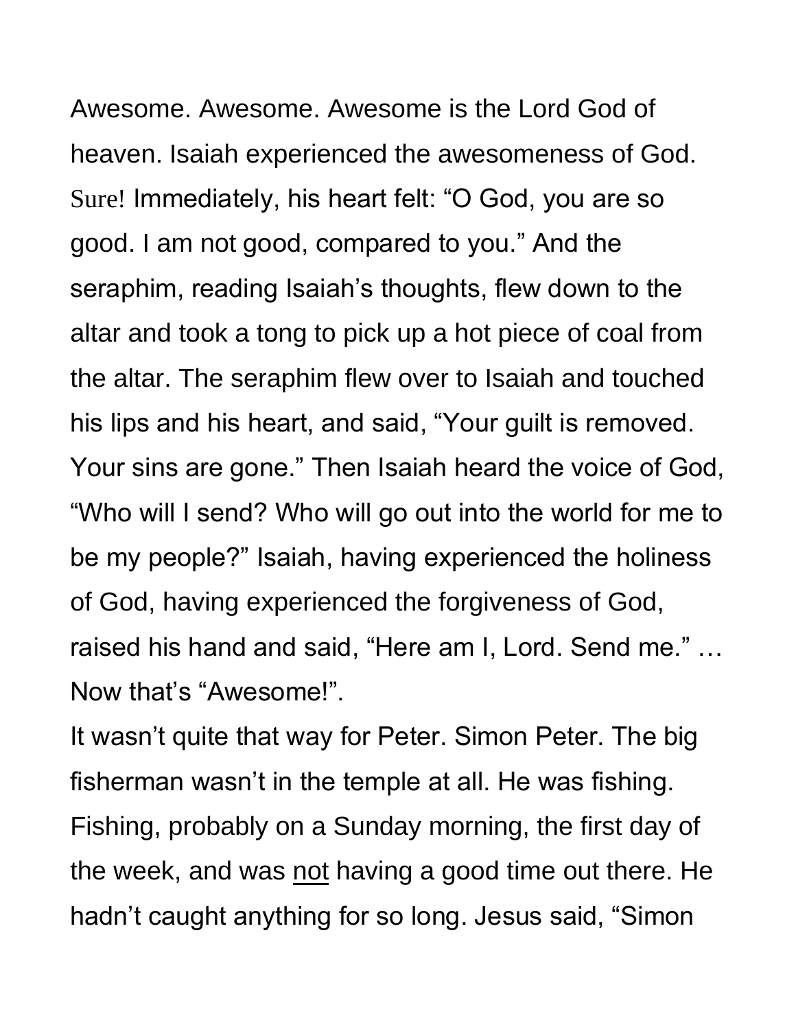Awesome. Awesome. Awesome is the Lord God of heaven. Isaiah experienced the awesomeness of God. Sure! Immediately, his heart felt: “O God, you are so good. I am not good, compared to you.” And the seraphim, reading Isaiah’s thoughts, flew down to the altar and took a tong to pick up a hot piece of coal from the altar. The seraphim flew over to Isaiah and touched his lips and his heart, and said, “Your guilt is removed. Your sins are gone.” Then Isaiah heard the voice of God, “Who will I send? Who will go out into the world for me to be my people?” Isaiah, having experienced the holiness of God, having experienced the forgiveness of God, raised his hand and said, “Here am I, Lord. Send me.” … Now that’s “Awesome!”.

It wasn’t quite that way for Peter. Simon Peter. The big fisherman wasn’t in the temple at all. He was fishing. Fishing, probably on a Sunday morning, the first day of the week, and was <u>not</u> having a good time out there. He hadn’t caught anything for so long. Jesus said, “Simon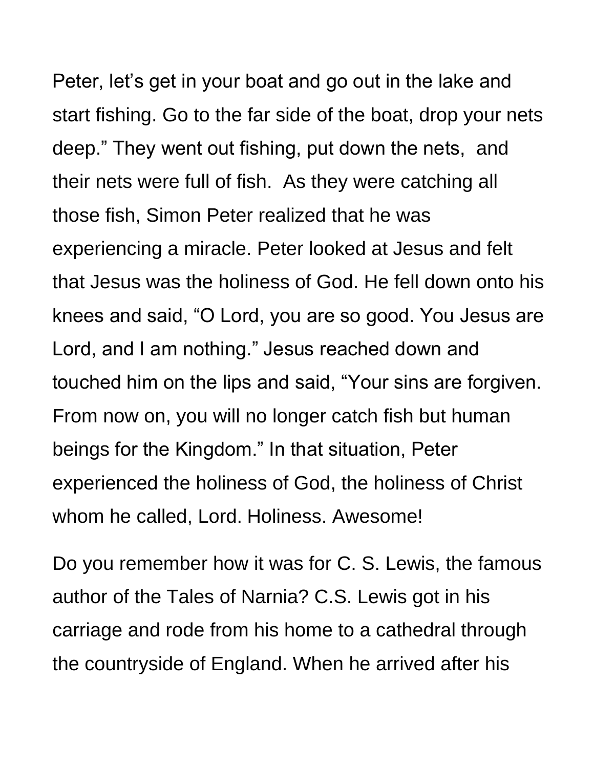Peter, let's get in your boat and go out in the lake and start fishing. Go to the far side of the boat, drop your nets deep." They went out fishing, put down the nets, and their nets were full of fish. As they were catching all those fish, Simon Peter realized that he was experiencing a miracle. Peter looked at Jesus and felt that Jesus was the holiness of God. He fell down onto his knees and said, "O Lord, you are so good. You Jesus are Lord, and I am nothing." Jesus reached down and touched him on the lips and said, "Your sins are forgiven. From now on, you will no longer catch fish but human beings for the Kingdom." In that situation, Peter experienced the holiness of God, the holiness of Christ whom he called, Lord. Holiness. Awesome!

Do you remember how it was for C. S. Lewis, the famous author of the Tales of Narnia? C.S. Lewis got in his carriage and rode from his home to a cathedral through the countryside of England. When he arrived after his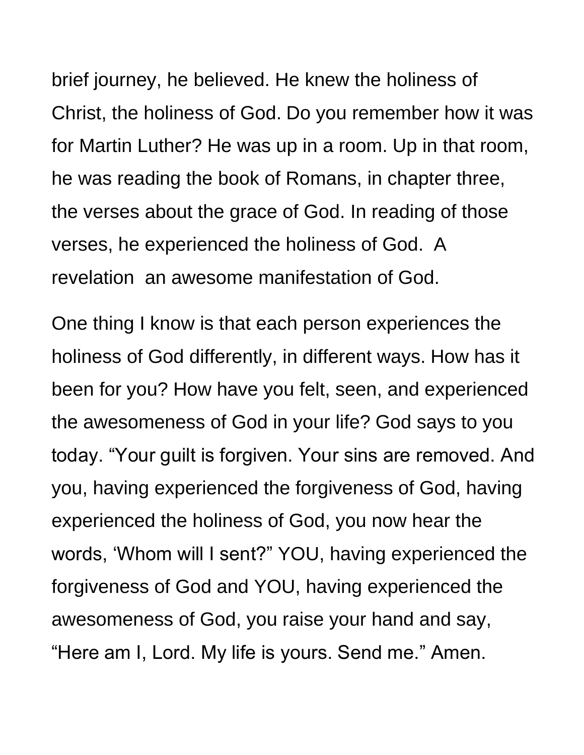brief journey, he believed. He knew the holiness of Christ, the holiness of God. Do you remember how it was for Martin Luther? He was up in a room. Up in that room, he was reading the book of Romans, in chapter three, the verses about the grace of God. In reading of those verses, he experienced the holiness of God. A revelation an awesome manifestation of God.

One thing I know is that each person experiences the holiness of God differently, in different ways. How has it been for you? How have you felt, seen, and experienced the awesomeness of God in your life? God says to you today. "Your guilt is forgiven. Your sins are removed. And you, having experienced the forgiveness of God, having experienced the holiness of God, you now hear the words, 'Whom will I sent?" YOU, having experienced the forgiveness of God and YOU, having experienced the awesomeness of God, you raise your hand and say, "Here am I, Lord. My life is yours. Send me." Amen.